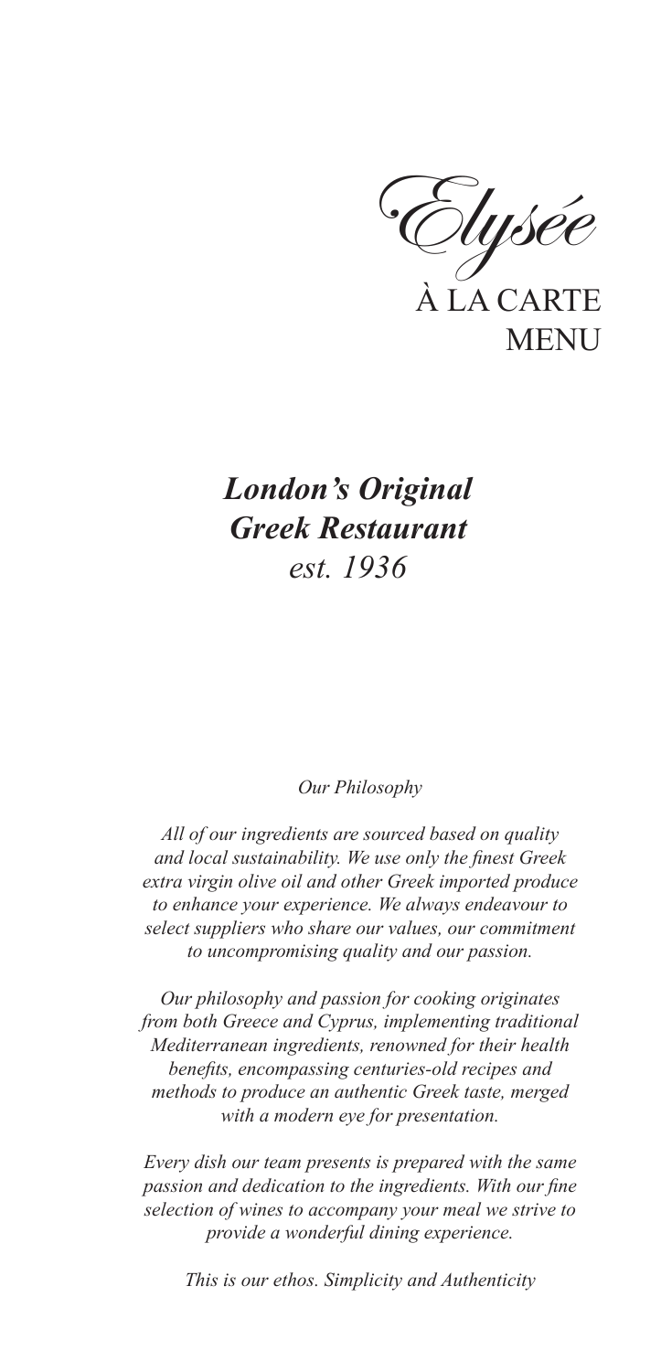# *Elysée*

## À LA CARTE MENU

### ***London's Original Greek Restaurant***

*est. 1936*

*Our Philosophy*

*All of our ingredients are sourced based on quality and local sustainability. We use only the finest Greek extra virgin olive oil and other Greek imported produce to enhance your experience. We always endeavour to select suppliers who share our values, our commitment to uncompromising quality and our passion.*

*Our philosophy and passion for cooking originates from both Greece and Cyprus, implementing traditional Mediterranean ingredients, renowned for their health benefits, encompassing centuries-old recipes and methods to produce an authentic Greek taste, merged with a modern eye for presentation.*

*Every dish our team presents is prepared with the same passion and dedication to the ingredients. With our fine selection of wines to accompany your meal we strive to provide a wonderful dining experience.*

*This is our ethos. Simplicity and Authenticity*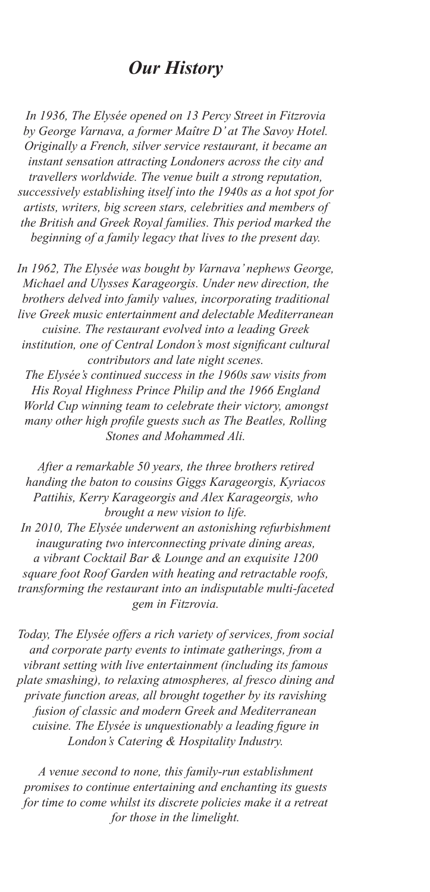## *Our History*

*In 1936, The Elysée opened on 13 Percy Street in Fitzrovia by George Varnava, a former Maître D' at The Savoy Hotel. Originally a French, silver service restaurant, it became an instant sensation attracting Londoners across the city and travellers worldwide. The venue built a strong reputation, successively establishing itself into the 1940s as a hot spot for artists, writers, big screen stars, celebrities and members of the British and Greek Royal families. This period marked the beginning of a family legacy that lives to the present day.*

*In 1962, The Elysée was bought by Varnava' nephews George, Michael and Ulysses Karageorgis. Under new direction, the brothers delved into family values, incorporating traditional live Greek music entertainment and delectable Mediterranean cuisine. The restaurant evolved into a leading Greek institution, one of Central London's most significant cultural contributors and late night scenes.*

*The Elysée's continued success in the 1960s saw visits from His Royal Highness Prince Philip and the 1966 England World Cup winning team to celebrate their victory, amongst many other high profile guests such as The Beatles, Rolling Stones and Mohammed Ali.*

*After a remarkable 50 years, the three brothers retired handing the baton to cousins Giggs Karageorgis, Kyriacos Pattihis, Kerry Karageorgis and Alex Karageorgis, who brought a new vision to life.*

*In 2010, The Elysée underwent an astonishing refurbishment inaugurating two interconnecting private dining areas, a vibrant Cocktail Bar & Lounge and an exquisite 1200 square foot Roof Garden with heating and retractable roofs, transforming the restaurant into an indisputable multi-faceted gem in Fitzrovia.*

*Today, The Elysée offers a rich variety of services, from social and corporate party events to intimate gatherings, from a vibrant setting with live entertainment (including its famous plate smashing), to relaxing atmospheres, al fresco dining and private function areas, all brought together by its ravishing fusion of classic and modern Greek and Mediterranean cuisine. The Elysée is unquestionably a leading figure in London's Catering & Hospitality Industry.*

*A venue second to none, this family-run establishment promises to continue entertaining and enchanting its guests for time to come whilst its discrete policies make it a retreat for those in the limelight.*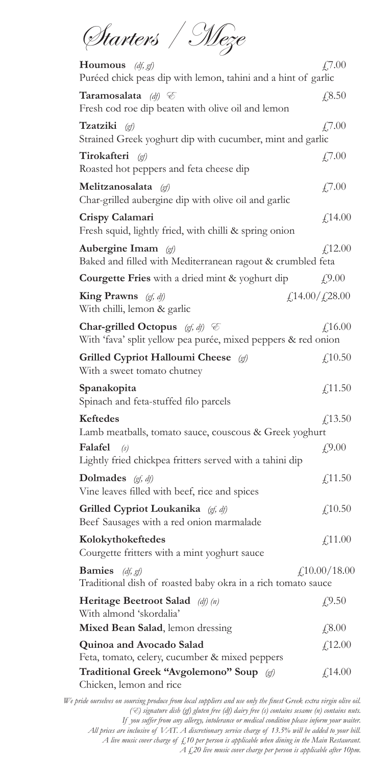# Starters / Meze

**Houmous** *(df, gf)* — £7.00
Puréed chick peas dip with lemon, tahini and a hint of garlic

**Taramosalata** *(df)* ℰ — £8.50
Fresh cod roe dip beaten with olive oil and lemon

**Tzatziki** *(gf)* — £7.00
Strained Greek yoghurt dip with cucumber, mint and garlic

**Tirokafteri** *(gf)* — £7.00
Roasted hot peppers and feta cheese dip

**Melitzanosalata** *(gf)* — £7.00
Char-grilled aubergine dip with olive oil and garlic

**Crispy Calamari** — £14.00
Fresh squid, lightly fried, with chilli & spring onion

**Aubergine Imam** *(gf)* — £12.00
Baked and filled with Mediterranean ragout & crumbled feta

**Courgette Fries** with a dried mint & yoghurt dip — £9.00

**King Prawns** *(gf, df)* — £14.00/£28.00
With chilli, lemon & garlic

**Char-grilled Octopus** *(gf, df)* ℰ — £16.00
With 'fava' split yellow pea purée, mixed peppers & red onion

**Grilled Cypriot Halloumi Cheese** *(gf)* — £10.50
With a sweet tomato chutney

**Spanakopita** — £11.50
Spinach and feta-stuffed filo parcels

**Keftedes** — £13.50
Lamb meatballs, tomato sauce, couscous & Greek yoghurt

**Falafel** *(s)* — £9.00
Lightly fried chickpea fritters served with a tahini dip

**Dolmades** *(gf, df)* — £11.50
Vine leaves filled with beef, rice and spices

**Grilled Cypriot Loukanika** *(gf, df)* — £10.50
Beef Sausages with a red onion marmalade

**Kolokythokeftedes** — £11.00
Courgette fritters with a mint yoghurt sauce

**Bamies** *(df, gf)* — £10.00/18.00
Traditional dish of roasted baby okra in a rich tomato sauce

**Heritage Beetroot Salad** *(df) (n)* — £9.50
With almond 'skordalia'

**Mixed Bean Salad**, lemon dressing — £8.00

**Quinoa and Avocado Salad** — £12.00
Feta, tomato, celery, cucumber & mixed peppers

**Traditional Greek "Avgolemono" Soup** *(gf)* — £14.00
Chicken, lemon and rice

*We pride ourselves on sourcing produce from local suppliers and use only the finest Greek extra virgin olive oil.*
*(ℰ) signature dish (gf) gluten free (df) dairy free (s) contains sesame (n) contains nuts.*
*If you suffer from any allergy, intolerance or medical condition please inform your waiter.*
*All prices are inclusive of VAT. A discretionary service charge of 13.5% will be added to your bill.*
*A live music cover charge of £10 per person is applicable when dining in the Main Restaurant.*
*A £20 live music cover charge per person is applicable after 10pm.*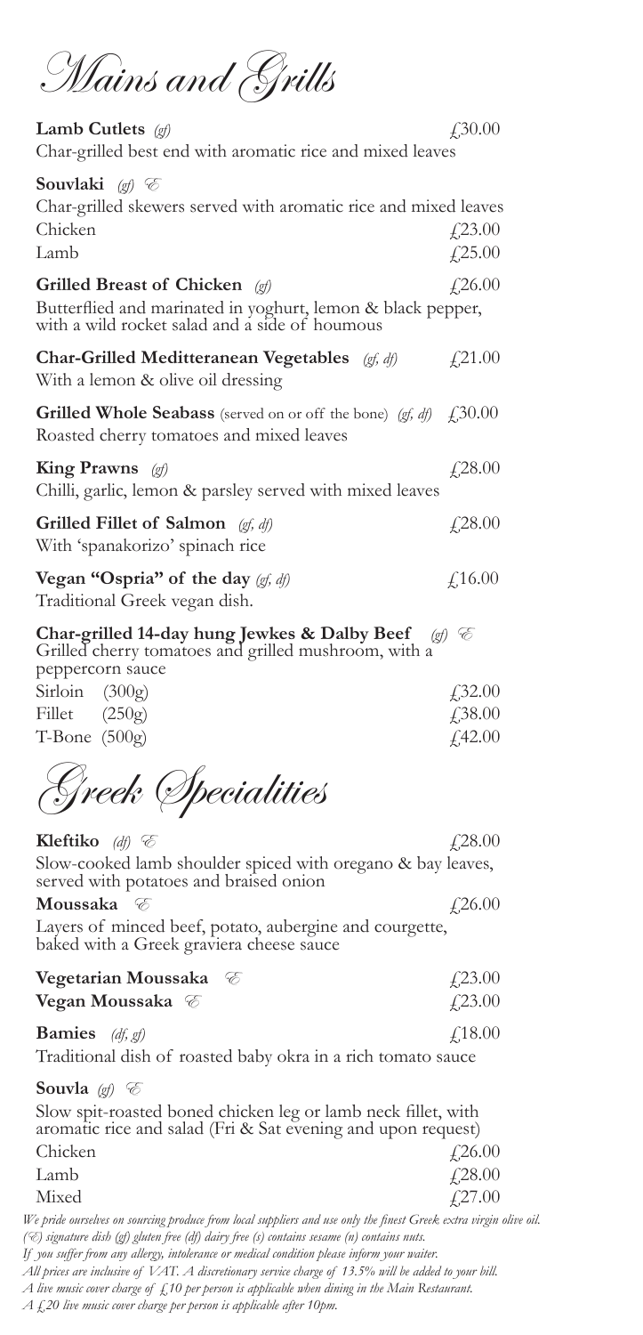# Mains and Grills

**Lamb Cutlets** *(gf)* £30.00
Char-grilled best end with aromatic rice and mixed leaves

**Souvlaki** *(gf)* Ⓢ
Char-grilled skewers served with aromatic rice and mixed leaves
Chicken £23.00
Lamb £25.00

**Grilled Breast of Chicken** *(gf)* £26.00
Butterflied and marinated in yoghurt, lemon & black pepper, with a wild rocket salad and a side of houmous

**Char-Grilled Meditteranean Vegetables** *(gf, df)* £21.00
With a lemon & olive oil dressing

**Grilled Whole Seabass** (served on or off the bone) *(gf, df)* £30.00
Roasted cherry tomatoes and mixed leaves

**King Prawns** *(gf)* £28.00
Chilli, garlic, lemon & parsley served with mixed leaves

**Grilled Fillet of Salmon** *(gf, df)* £28.00
With 'spanakorizo' spinach rice

**Vegan "Ospria" of the day** *(gf, df)* £16.00
Traditional Greek vegan dish.

**Char-grilled 14-day hung Jewkes & Dalby Beef** *(gf)* Ⓢ
Grilled cherry tomatoes and grilled mushroom, with a peppercorn sauce
Sirloin (300g) £32.00
Fillet (250g) £38.00
T-Bone (500g) £42.00

# Greek Specialities

**Kleftiko** *(df)* Ⓢ £28.00
Slow-cooked lamb shoulder spiced with oregano & bay leaves, served with potatoes and braised onion

**Moussaka** Ⓢ £26.00
Layers of minced beef, potato, aubergine and courgette, baked with a Greek graviera cheese sauce

**Vegetarian Moussaka** Ⓢ £23.00
**Vegan Moussaka** Ⓢ £23.00

**Bamies** *(df, gf)* £18.00
Traditional dish of roasted baby okra in a rich tomato sauce

**Souvla** *(gf)* Ⓢ
Slow spit-roasted boned chicken leg or lamb neck fillet, with aromatic rice and salad (Fri & Sat evening and upon request)
Chicken £26.00
Lamb £28.00
Mixed £27.00

*We pride ourselves on sourcing produce from local suppliers and use only the finest Greek extra virgin olive oil.*
*(Ⓢ) signature dish (gf) gluten free (df) dairy free (s) contains sesame (n) contains nuts.*
*If you suffer from any allergy, intolerance or medical condition please inform your waiter.*
*All prices are inclusive of VAT. A discretionary service charge of 13.5% will be added to your bill.*
*A live music cover charge of £10 per person is applicable when dining in the Main Restaurant.*
*A £20 live music cover charge per person is applicable after 10pm.*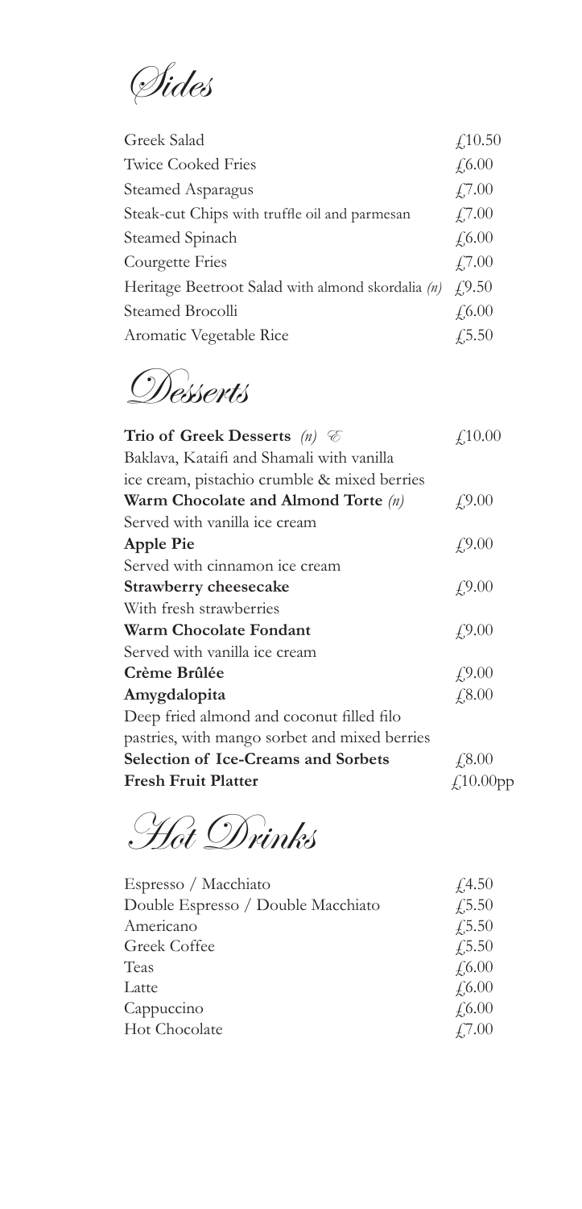# Sides

| | |
|---|---|
| Greek Salad | £10.50 |
| Twice Cooked Fries | £6.00 |
| Steamed Asparagus | £7.00 |
| Steak-cut Chips with truffle oil and parmesan | £7.00 |
| Steamed Spinach | £6.00 |
| Courgette Fries | £7.00 |
| Heritage Beetroot Salad with almond skordalia *(n)* | £9.50 |
| Steamed Brocolli | £6.00 |
| Aromatic Vegetable Rice | £5.50 |

# Desserts

**Trio of Greek Desserts** *(n)* *℮* — £10.00
Baklava, Kataifi and Shamali with vanilla ice cream, pistachio crumble & mixed berries

**Warm Chocolate and Almond Torte** *(n)* — £9.00
Served with vanilla ice cream

**Apple Pie** — £9.00
Served with cinnamon ice cream

**Strawberry cheesecake** — £9.00
With fresh strawberries

**Warm Chocolate Fondant** — £9.00
Served with vanilla ice cream

**Crème Brûlée** — £9.00

**Amygdalopita** — £8.00
Deep fried almond and coconut filled filo pastries, with mango sorbet and mixed berries

**Selection of Ice-Creams and Sorbets** — £8.00

**Fresh Fruit Platter** — £10.00pp

# Hot Drinks

| | |
|---|---|
| Espresso / Macchiato | £4.50 |
| Double Espresso / Double Macchiato | £5.50 |
| Americano | £5.50 |
| Greek Coffee | £5.50 |
| Teas | £6.00 |
| Latte | £6.00 |
| Cappuccino | £6.00 |
| Hot Chocolate | £7.00 |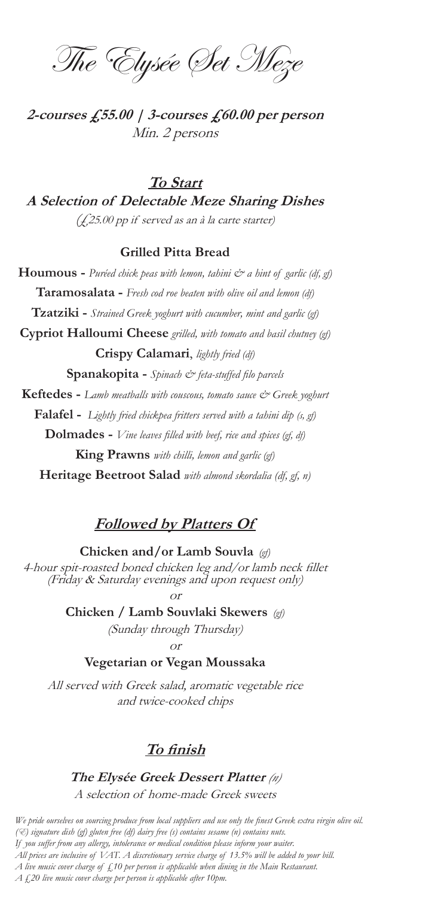# The Elysée Set Meze

***2-courses £55.00 | 3-courses £60.00 per person***
*Min. 2 persons*

## ***To Start***

***A Selection of Delectable Meze Sharing Dishes***
*(£25.00 pp if served as an à la carte starter)*

**Grilled Pitta Bread**

**Houmous -** *Puréed chick peas with lemon, tahini & a hint of garlic (df, gf)*

**Taramosalata -** *Fresh cod roe beaten with olive oil and lemon (df)*

**Tzatziki -** *Strained Greek yoghurt with cucumber, mint and garlic (gf)*

**Cypriot Halloumi Cheese** *grilled, with tomato and basil chutney (gf)*

**Crispy Calamari**, *lightly fried (df)*

**Spanakopita -** *Spinach & feta-stuffed filo parcels*

**Keftedes -** *Lamb meatballs with couscous, tomato sauce & Greek yoghurt*

**Falafel -** *Lightly fried chickpea fritters served with a tahini dip (s, gf)*

**Dolmades -** *Vine leaves filled with beef, rice and spices (gf, df)*

**King Prawns** *with chilli, lemon and garlic (gf)*

**Heritage Beetroot Salad** *with almond skordalia (df, gf, n)*

## ***Followed by Platters Of***

**Chicken and/or Lamb Souvla** *(gf)*
4-hour spit-roasted boned chicken leg and/or lamb neck fillet
*(Friday & Saturday evenings and upon request only)*

*or*

**Chicken / Lamb Souvlaki Skewers** *(gf)*
*(Sunday through Thursday)*

*or*

**Vegetarian or Vegan Moussaka**

*All served with Greek salad, aromatic vegetable rice and twice-cooked chips*

## ***To finish***

***The Elysée Greek Dessert Platter** (n)*
*A selection of home-made Greek sweets*

*We pride ourselves on sourcing produce from local suppliers and use only the finest Greek extra virgin olive oil.*
*(©) signature dish (gf) gluten free (df) dairy free (s) contains sesame (n) contains nuts.*
*If you suffer from any allergy, intolerance or medical condition please inform your waiter.*
*All prices are inclusive of VAT. A discretionary service charge of 13.5% will be added to your bill.*
*A live music cover charge of £10 per person is applicable when dining in the Main Restaurant.*
*A £20 live music cover charge per person is applicable after 10pm.*